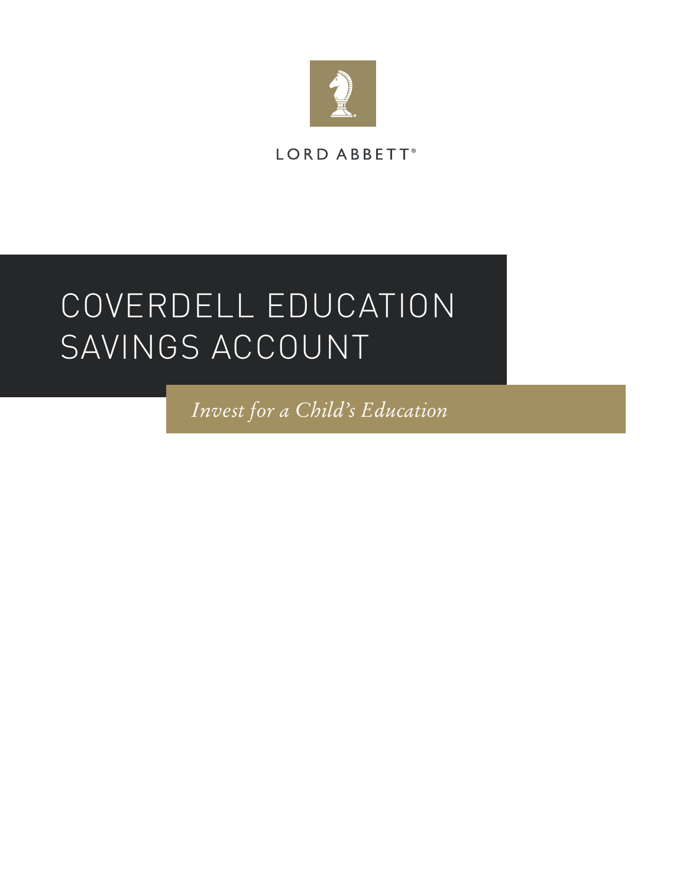LORD ABBETT®

# COVERDELL EDUCATION SAVINGS ACCOUNT

*Invest for a Child's Education*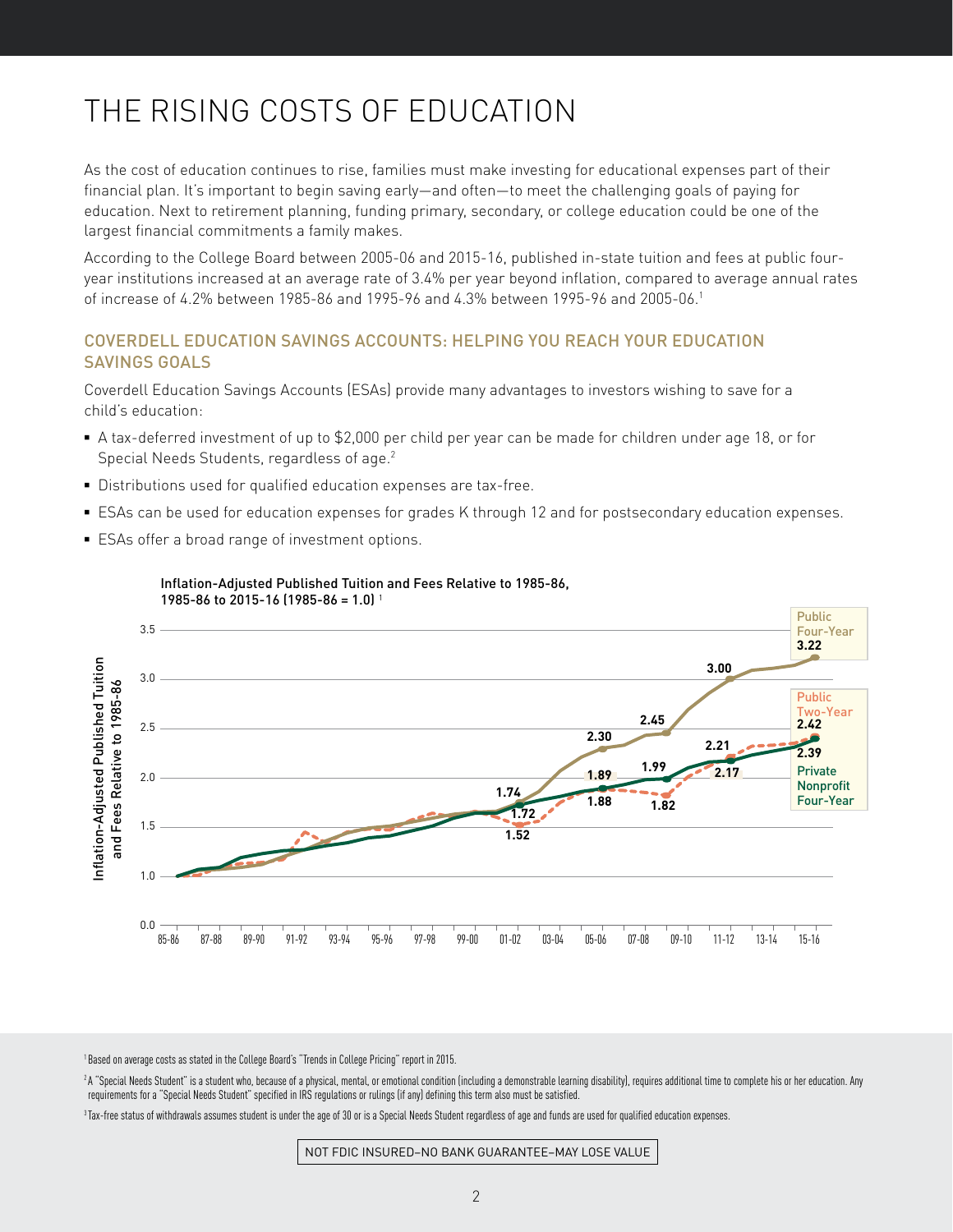# THE RISING COSTS OF EDUCATION

As the cost of education continues to rise, families must make investing for educational expenses part of their financial plan. It's important to begin saving early—and often—to meet the challenging goals of paying for education. Next to retirement planning, funding primary, secondary, or college education could be one of the largest financial commitments a family makes.

According to the College Board between 2005-06 and 2015-16, published in-state tuition and fees at public four-year institutions increased at an average rate of 3.4% per year beyond inflation, compared to average annual rates of increase of 4.2% between 1985-86 and 1995-96 and 4.3% between 1995-96 and 2005-06.[1]

## COVERDELL EDUCATION SAVINGS ACCOUNTS: HELPING YOU REACH YOUR EDUCATION SAVINGS GOALS

Coverdell Education Savings Accounts (ESAs) provide many advantages to investors wishing to save for a child's education:

- A tax-deferred investment of up to $2,000 per child per year can be made for children under age 18, or for Special Needs Students, regardless of age.[2]
- Distributions used for qualified education expenses are tax-free.
- ESAs can be used for education expenses for grades K through 12 and for postsecondary education expenses.
- ESAs offer a broad range of investment options.

**Inflation-Adjusted Published Tuition and Fees Relative to 1985-86, 1985-86 to 2015-16 (1985-86 = 1.0)** [1]

| Year | Public Four-Year | Public Two-Year | Private Nonprofit Four-Year |
| --- | --- | --- | --- |
| 85-86 | 1.0 | 1.0 | 1.0 |
| 01-02 | 1.74 | 1.52 | 1.72 |
| 05-06 | 2.30 | 1.89 | 1.88 |
| 08-09 | 2.45 | 1.82 | 1.99 |
| 11-12 | 3.00 | 2.21 | 2.17 |
| 15-16 | 3.22 | 2.42 | 2.39 |

[1] Based on average costs as stated in the College Board's "Trends in College Pricing" report in 2015.

[2] A "Special Needs Student" is a student who, because of a physical, mental, or emotional condition (including a demonstrable learning disability), requires additional time to complete his or her education. Any requirements for a "Special Needs Student" specified in IRS regulations or rulings (if any) defining this term also must be satisfied.

[3] Tax-free status of withdrawals assumes student is under the age of 30 or is a Special Needs Student regardless of age and funds are used for qualified education expenses.

NOT FDIC INSURED–NO BANK GUARANTEE–MAY LOSE VALUE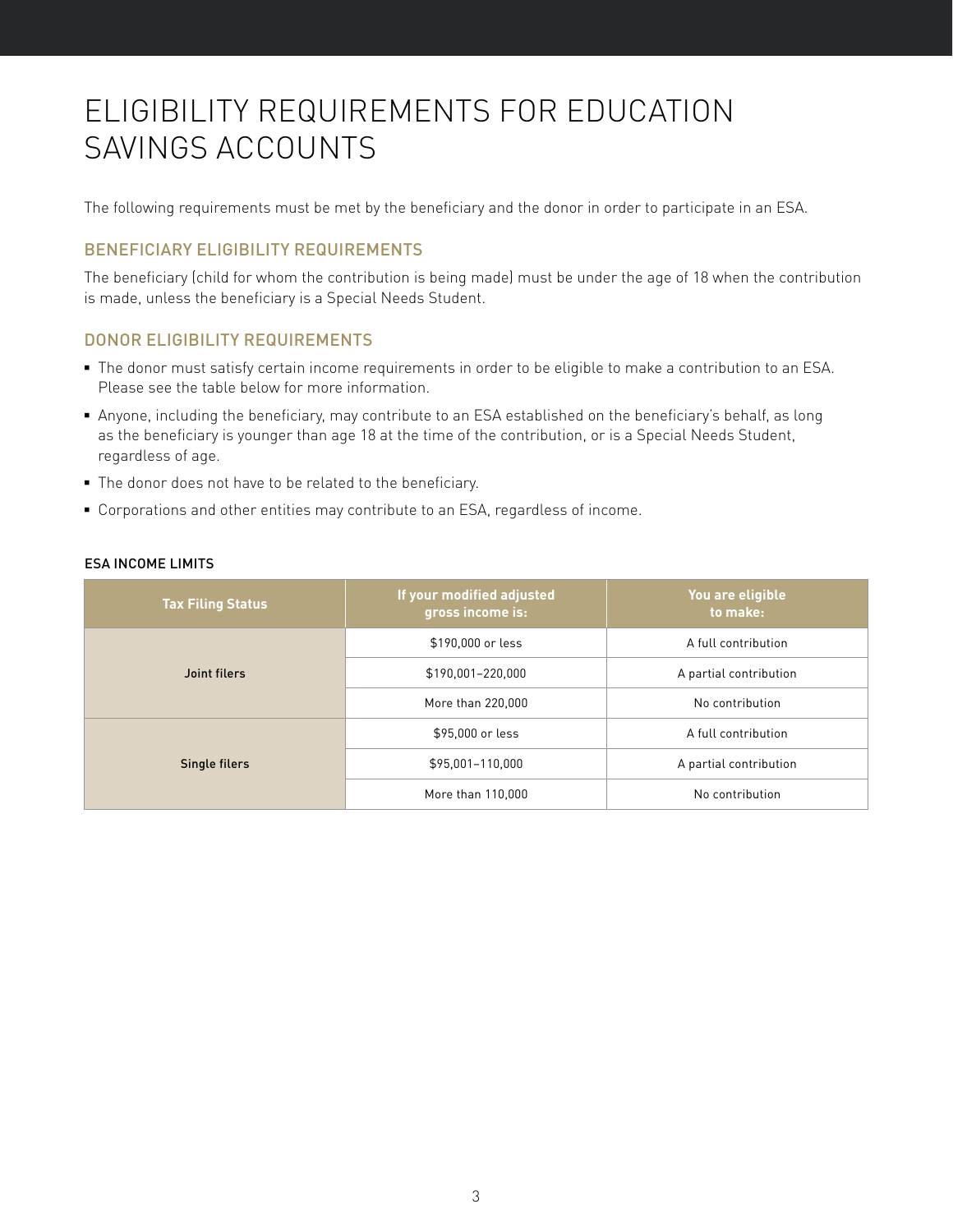# ELIGIBILITY REQUIREMENTS FOR EDUCATION SAVINGS ACCOUNTS

The following requirements must be met by the beneficiary and the donor in order to participate in an ESA.

## BENEFICIARY ELIGIBILITY REQUIREMENTS

The beneficiary (child for whom the contribution is being made) must be under the age of 18 when the contribution is made, unless the beneficiary is a Special Needs Student.

## DONOR ELIGIBILITY REQUIREMENTS

- The donor must satisfy certain income requirements in order to be eligible to make a contribution to an ESA. Please see the table below for more information.
- Anyone, including the beneficiary, may contribute to an ESA established on the beneficiary's behalf, as long as the beneficiary is younger than age 18 at the time of the contribution, or is a Special Needs Student, regardless of age.
- The donor does not have to be related to the beneficiary.
- Corporations and other entities may contribute to an ESA, regardless of income.

### ESA INCOME LIMITS

| Tax Filing Status | If your modified adjusted gross income is: | You are eligible to make: |
|---|---|---|
| Joint filers | $190,000 or less | A full contribution |
| | $190,001–220,000 | A partial contribution |
| | More than 220,000 | No contribution |
| Single filers | $95,000 or less | A full contribution |
| | $95,001–110,000 | A partial contribution |
| | More than 110,000 | No contribution |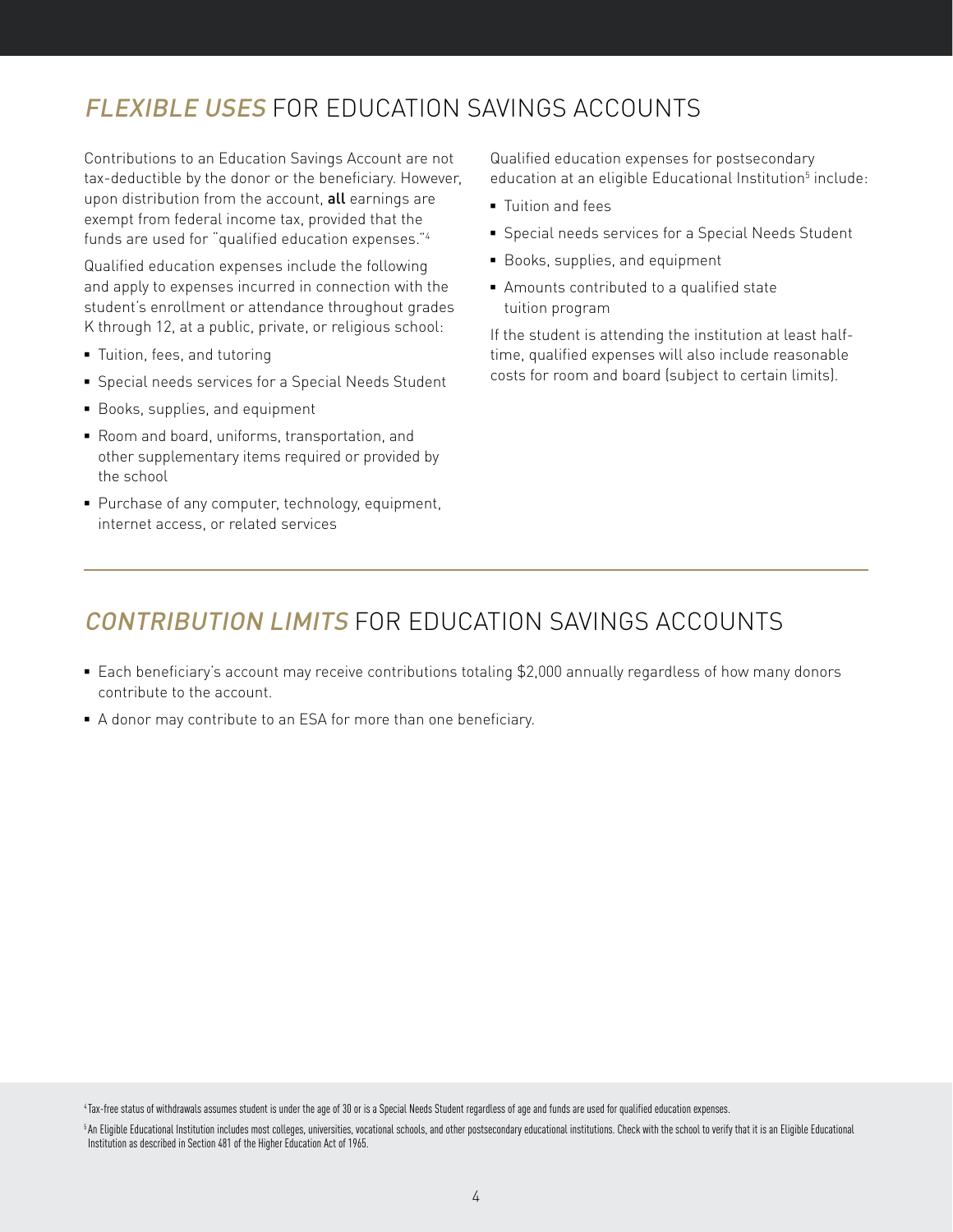## *FLEXIBLE USES* FOR EDUCATION SAVINGS ACCOUNTS

Contributions to an Education Savings Account are not tax-deductible by the donor or the beneficiary. However, upon distribution from the account, **all** earnings are exempt from federal income tax, provided that the funds are used for "qualified education expenses."[4]

Qualified education expenses include the following and apply to expenses incurred in connection with the student's enrollment or attendance throughout grades K through 12, at a public, private, or religious school:

- Tuition, fees, and tutoring
- Special needs services for a Special Needs Student
- Books, supplies, and equipment
- Room and board, uniforms, transportation, and other supplementary items required or provided by the school
- Purchase of any computer, technology, equipment, internet access, or related services

Qualified education expenses for postsecondary education at an eligible Educational Institution[5] include:

- Tuition and fees
- Special needs services for a Special Needs Student
- Books, supplies, and equipment
- Amounts contributed to a qualified state tuition program

If the student is attending the institution at least half-time, qualified expenses will also include reasonable costs for room and board (subject to certain limits).

## *CONTRIBUTION LIMITS* FOR EDUCATION SAVINGS ACCOUNTS

- Each beneficiary's account may receive contributions totaling $2,000 annually regardless of how many donors contribute to the account.
- A donor may contribute to an ESA for more than one beneficiary.

[4] Tax-free status of withdrawals assumes student is under the age of 30 or is a Special Needs Student regardless of age and funds are used for qualified education expenses.

[5] An Eligible Educational Institution includes most colleges, universities, vocational schools, and other postsecondary educational institutions. Check with the school to verify that it is an Eligible Educational Institution as described in Section 481 of the Higher Education Act of 1965.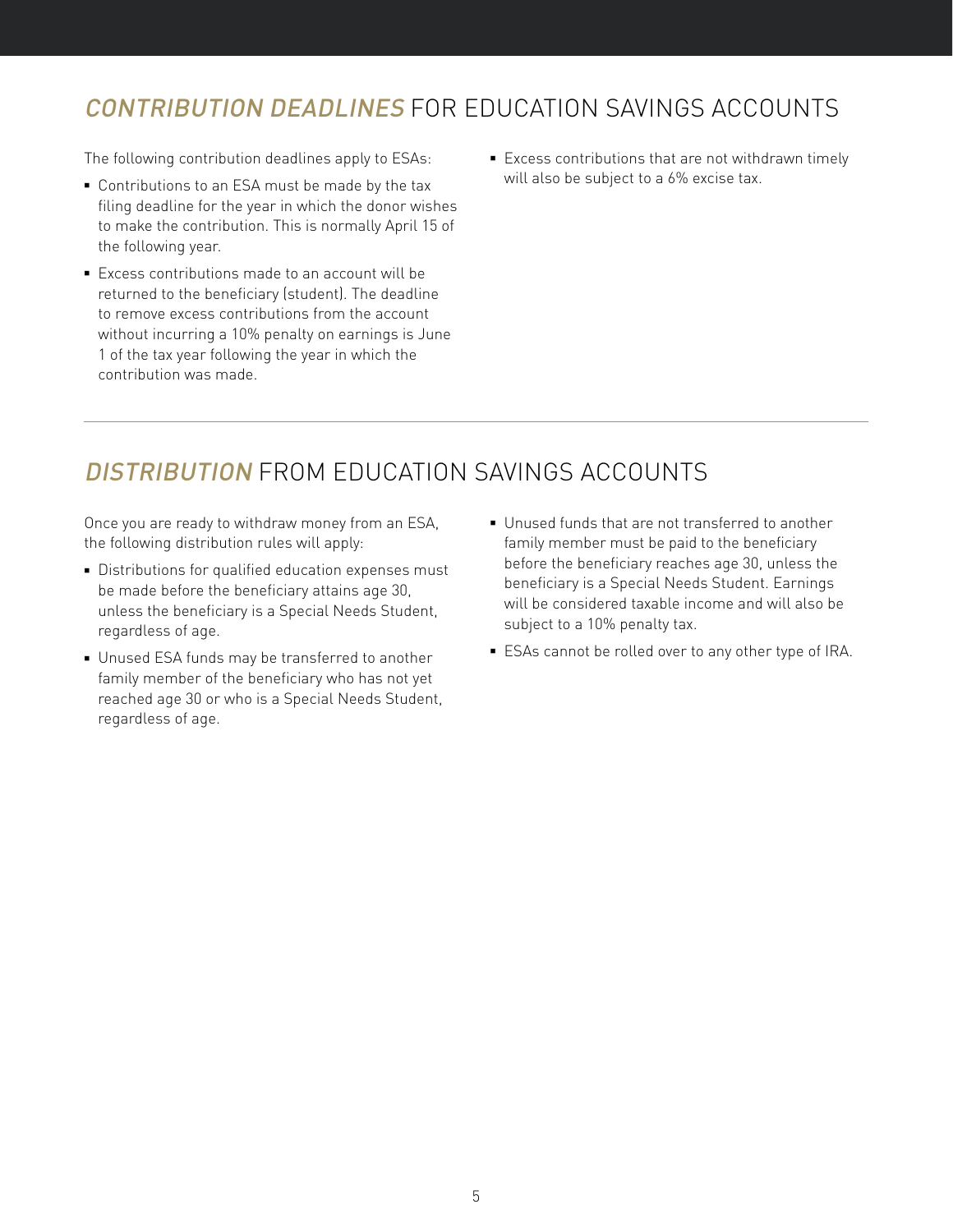## *CONTRIBUTION DEADLINES* FOR EDUCATION SAVINGS ACCOUNTS

The following contribution deadlines apply to ESAs:

- Contributions to an ESA must be made by the tax filing deadline for the year in which the donor wishes to make the contribution. This is normally April 15 of the following year.
- Excess contributions made to an account will be returned to the beneficiary (student). The deadline to remove excess contributions from the account without incurring a 10% penalty on earnings is June 1 of the tax year following the year in which the contribution was made.
- Excess contributions that are not withdrawn timely will also be subject to a 6% excise tax.

## *DISTRIBUTION* FROM EDUCATION SAVINGS ACCOUNTS

Once you are ready to withdraw money from an ESA, the following distribution rules will apply:

- Distributions for qualified education expenses must be made before the beneficiary attains age 30, unless the beneficiary is a Special Needs Student, regardless of age.
- Unused ESA funds may be transferred to another family member of the beneficiary who has not yet reached age 30 or who is a Special Needs Student, regardless of age.
- Unused funds that are not transferred to another family member must be paid to the beneficiary before the beneficiary reaches age 30, unless the beneficiary is a Special Needs Student. Earnings will be considered taxable income and will also be subject to a 10% penalty tax.
- ESAs cannot be rolled over to any other type of IRA.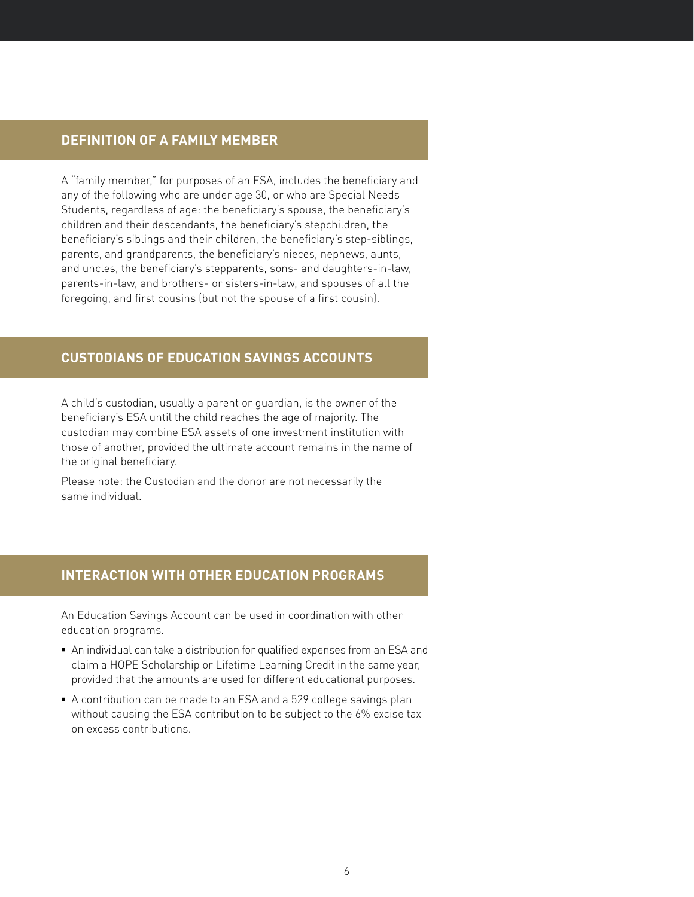## DEFINITION OF A FAMILY MEMBER

A "family member," for purposes of an ESA, includes the beneficiary and any of the following who are under age 30, or who are Special Needs Students, regardless of age: the beneficiary's spouse, the beneficiary's children and their descendants, the beneficiary's stepchildren, the beneficiary's siblings and their children, the beneficiary's step-siblings, parents, and grandparents, the beneficiary's nieces, nephews, aunts, and uncles, the beneficiary's stepparents, sons- and daughters-in-law, parents-in-law, and brothers- or sisters-in-law, and spouses of all the foregoing, and first cousins (but not the spouse of a first cousin).

## CUSTODIANS OF EDUCATION SAVINGS ACCOUNTS

A child's custodian, usually a parent or guardian, is the owner of the beneficiary's ESA until the child reaches the age of majority. The custodian may combine ESA assets of one investment institution with those of another, provided the ultimate account remains in the name of the original beneficiary.

Please note: the Custodian and the donor are not necessarily the same individual.

## INTERACTION WITH OTHER EDUCATION PROGRAMS

An Education Savings Account can be used in coordination with other education programs.

- An individual can take a distribution for qualified expenses from an ESA and claim a HOPE Scholarship or Lifetime Learning Credit in the same year, provided that the amounts are used for different educational purposes.
- A contribution can be made to an ESA and a 529 college savings plan without causing the ESA contribution to be subject to the 6% excise tax on excess contributions.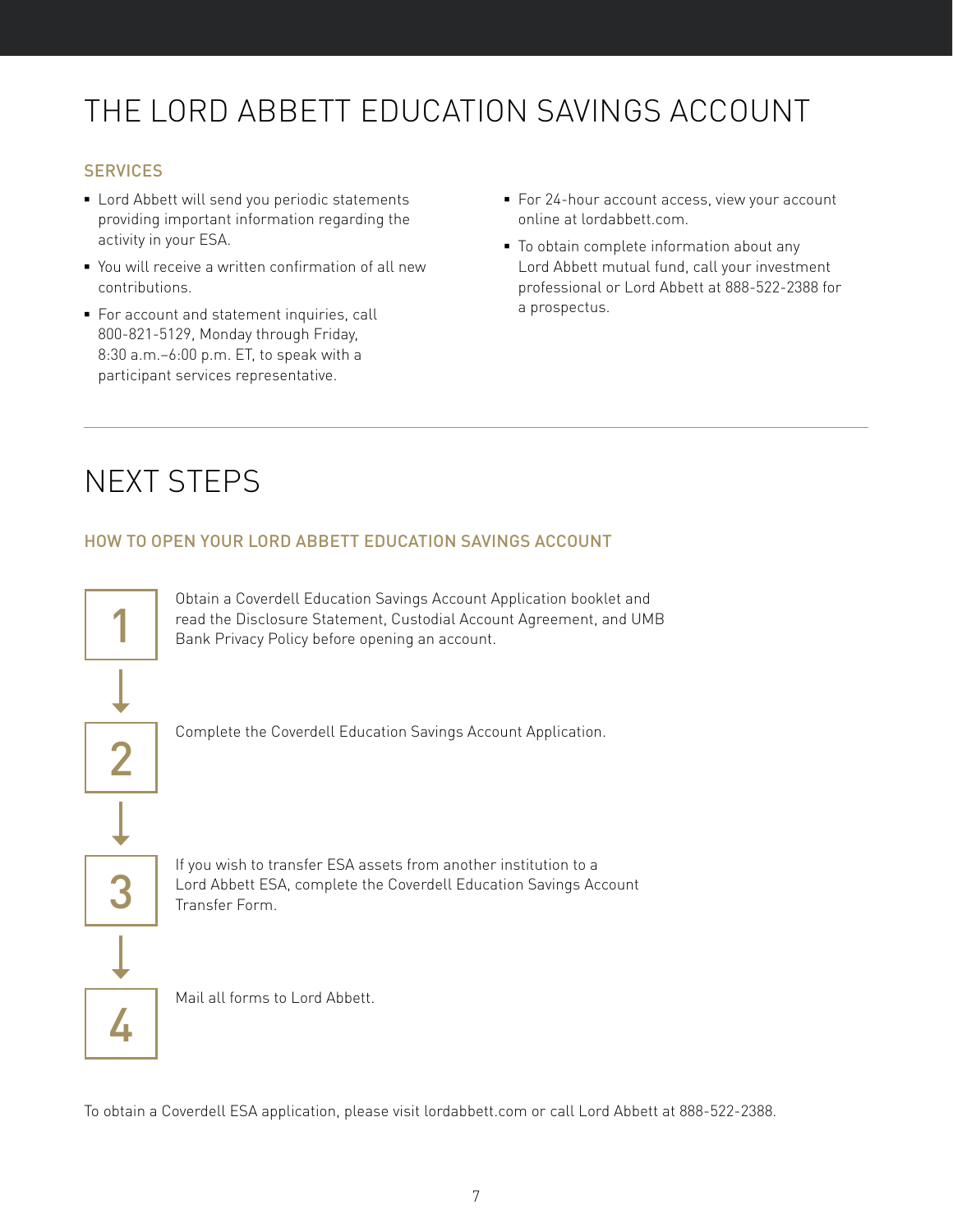# THE LORD ABBETT EDUCATION SAVINGS ACCOUNT

### SERVICES

- Lord Abbett will send you periodic statements providing important information regarding the activity in your ESA.
- You will receive a written confirmation of all new contributions.
- For account and statement inquiries, call 800-821-5129, Monday through Friday, 8:30 a.m.–6:00 p.m. ET, to speak with a participant services representative.
- For 24-hour account access, view your account online at lordabbett.com.
- To obtain complete information about any Lord Abbett mutual fund, call your investment professional or Lord Abbett at 888-522-2388 for a prospectus.

# NEXT STEPS

### HOW TO OPEN YOUR LORD ABBETT EDUCATION SAVINGS ACCOUNT

1. Obtain a Coverdell Education Savings Account Application booklet and read the Disclosure Statement, Custodial Account Agreement, and UMB Bank Privacy Policy before opening an account.
2. Complete the Coverdell Education Savings Account Application.
3. If you wish to transfer ESA assets from another institution to a Lord Abbett ESA, complete the Coverdell Education Savings Account Transfer Form.
4. Mail all forms to Lord Abbett.

To obtain a Coverdell ESA application, please visit lordabbett.com or call Lord Abbett at 888-522-2388.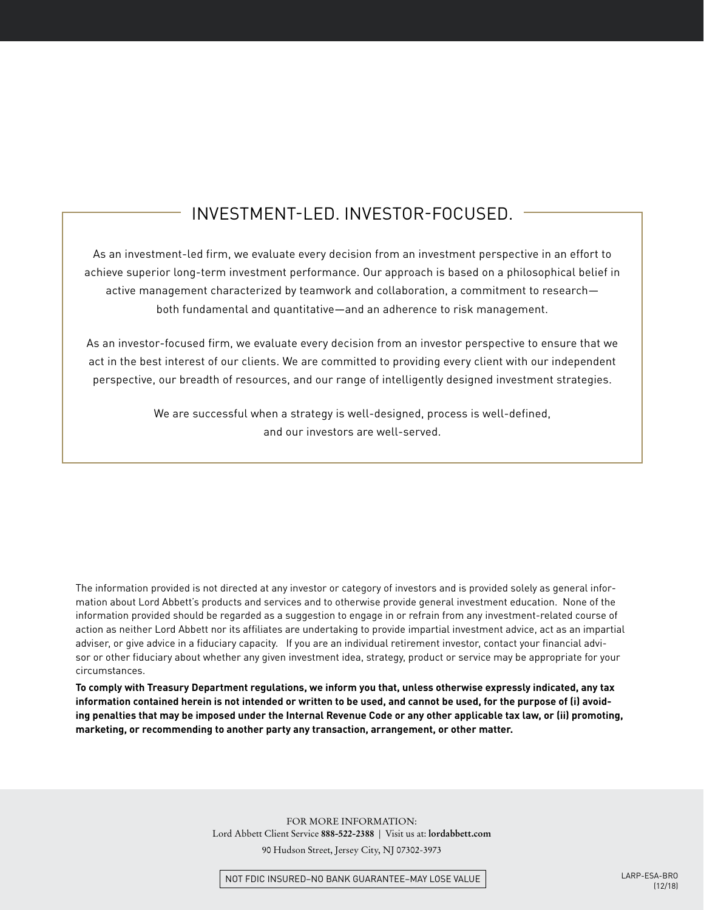## INVESTMENT-LED. INVESTOR-FOCUSED.

As an investment-led firm, we evaluate every decision from an investment perspective in an effort to achieve superior long-term investment performance. Our approach is based on a philosophical belief in active management characterized by teamwork and collaboration, a commitment to research—both fundamental and quantitative—and an adherence to risk management.

As an investor-focused firm, we evaluate every decision from an investor perspective to ensure that we act in the best interest of our clients. We are committed to providing every client with our independent perspective, our breadth of resources, and our range of intelligently designed investment strategies.

We are successful when a strategy is well-designed, process is well-defined, and our investors are well-served.

The information provided is not directed at any investor or category of investors and is provided solely as general information about Lord Abbett's products and services and to otherwise provide general investment education. None of the information provided should be regarded as a suggestion to engage in or refrain from any investment-related course of action as neither Lord Abbett nor its affiliates are undertaking to provide impartial investment advice, act as an impartial adviser, or give advice in a fiduciary capacity. If you are an individual retirement investor, contact your financial advisor or other fiduciary about whether any given investment idea, strategy, product or service may be appropriate for your circumstances.

**To comply with Treasury Department regulations, we inform you that, unless otherwise expressly indicated, any tax information contained herein is not intended or written to be used, and cannot be used, for the purpose of (i) avoiding penalties that may be imposed under the Internal Revenue Code or any other applicable tax law, or (ii) promoting, marketing, or recommending to another party any transaction, arrangement, or other matter.**

FOR MORE INFORMATION:
Lord Abbett Client Service **888-522-2388** | Visit us at: **lordabbett.com**
90 Hudson Street, Jersey City, NJ 07302-3973

NOT FDIC INSURED–NO BANK GUARANTEE–MAY LOSE VALUE

LARP-ESA-BRO
(12/18)